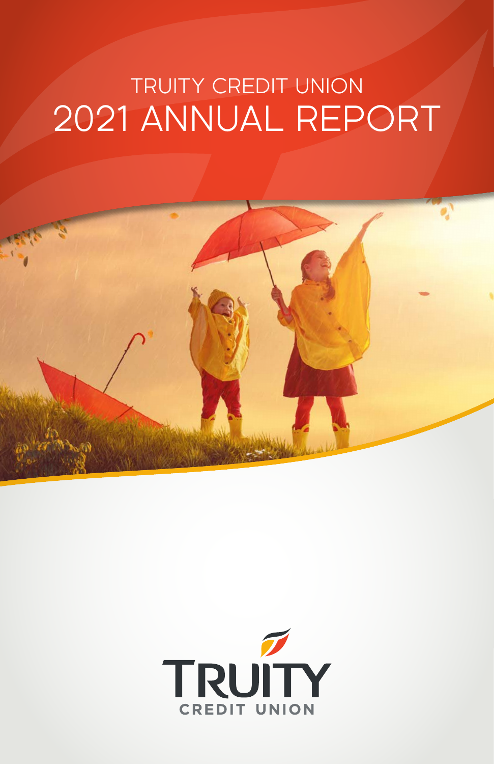# TRUITY CREDIT UNION
# 2021 ANNUAL REPORT

TRUITY
CREDIT UNION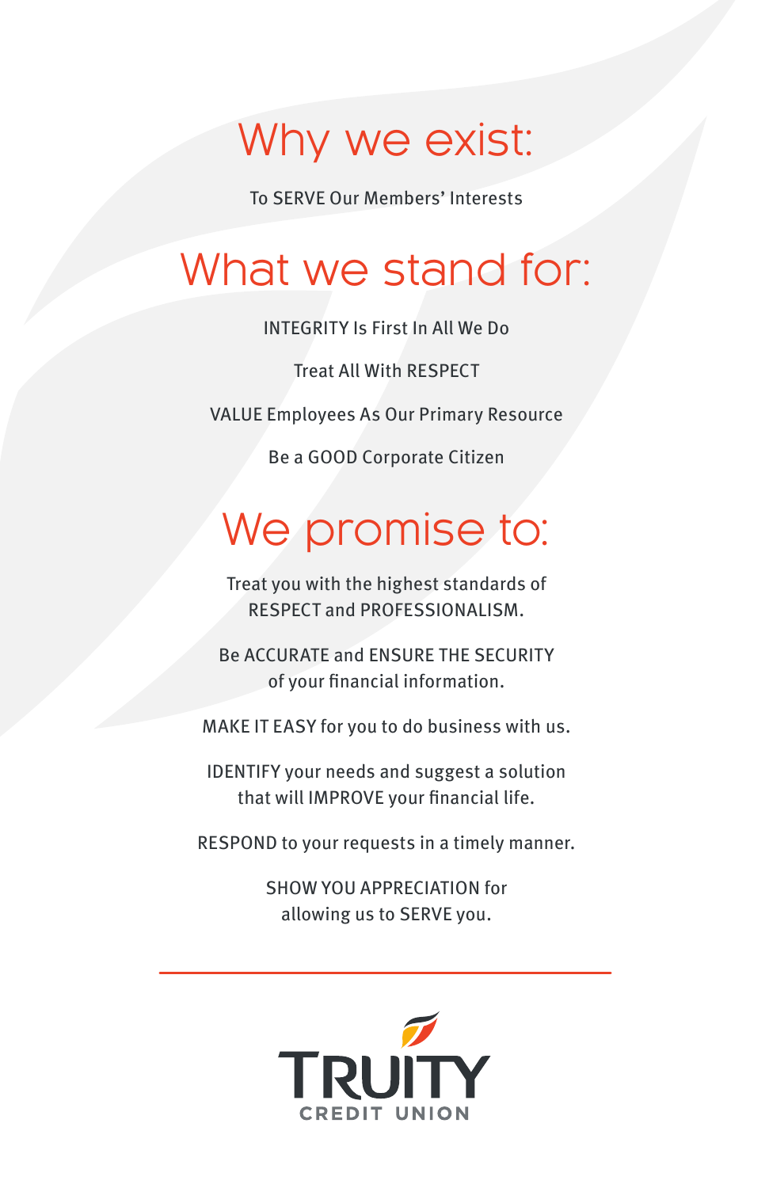# Why we exist:

To SERVE Our Members' Interests

# What we stand for:

INTEGRITY Is First In All We Do

Treat All With RESPECT

VALUE Employees As Our Primary Resource

Be a GOOD Corporate Citizen

# We promise to:

Treat you with the highest standards of RESPECT and PROFESSIONALISM.

Be ACCURATE and ENSURE THE SECURITY of your financial information.

MAKE IT EASY for you to do business with us.

IDENTIFY your needs and suggest a solution that will IMPROVE your financial life.

RESPOND to your requests in a timely manner.

SHOW YOU APPRECIATION for allowing us to SERVE you.

---

TRUITY
CREDIT UNION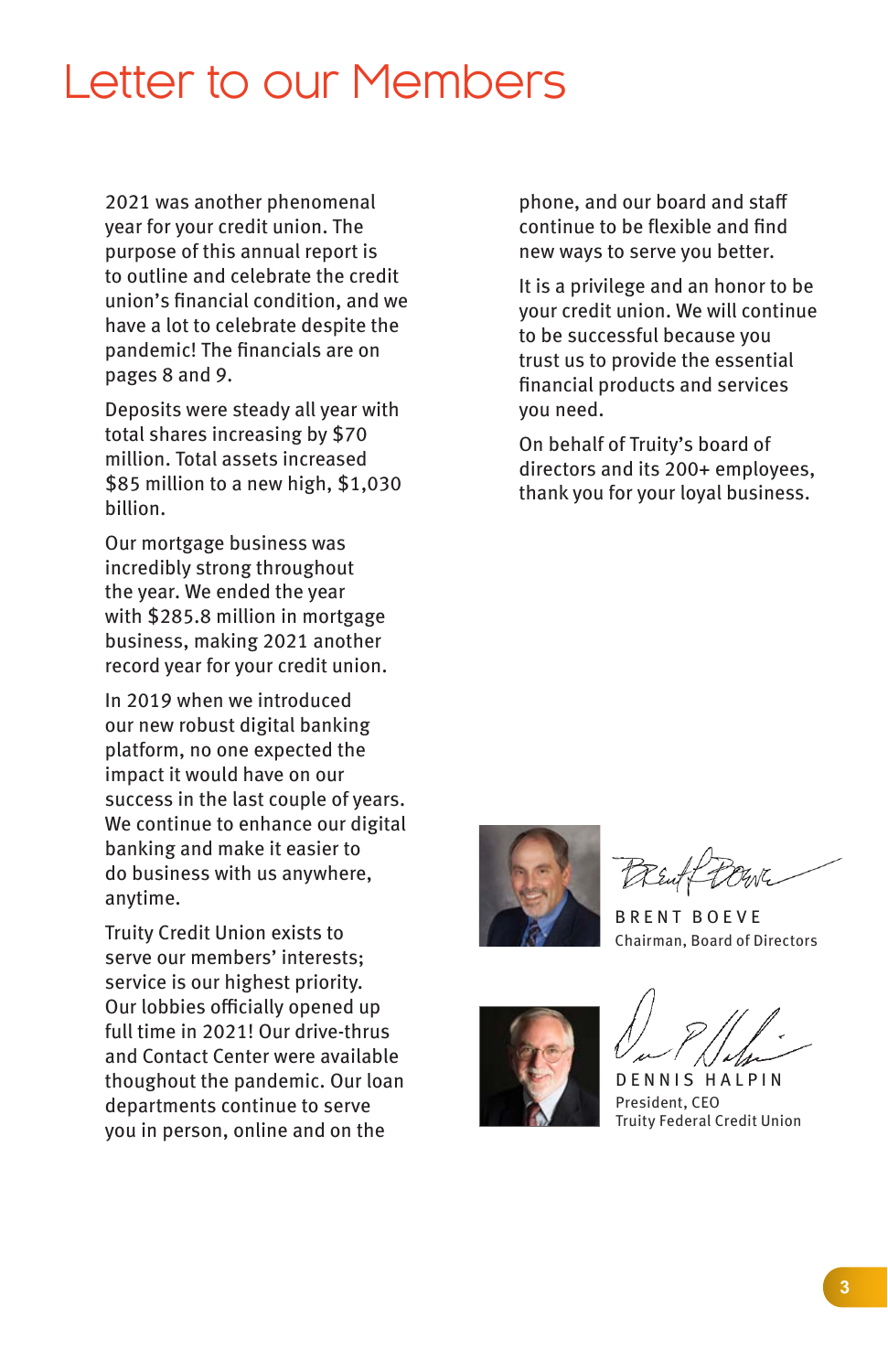# Letter to our Members

2021 was another phenomenal year for your credit union. The purpose of this annual report is to outline and celebrate the credit union's financial condition, and we have a lot to celebrate despite the pandemic! The financials are on pages 8 and 9.

Deposits were steady all year with total shares increasing by $70 million. Total assets increased $85 million to a new high, $1,030 billion.

Our mortgage business was incredibly strong throughout the year. We ended the year with $285.8 million in mortgage business, making 2021 another record year for your credit union.

In 2019 when we introduced our new robust digital banking platform, no one expected the impact it would have on our success in the last couple of years. We continue to enhance our digital banking and make it easier to do business with us anywhere, anytime.

Truity Credit Union exists to serve our members' interests; service is our highest priority. Our lobbies officially opened up full time in 2021! Our drive-thrus and Contact Center were available thoughout the pandemic. Our loan departments continue to serve you in person, online and on the phone, and our board and staff continue to be flexible and find new ways to serve you better.

It is a privilege and an honor to be your credit union. We will continue to be successful because you trust us to provide the essential financial products and services you need.

On behalf of Truity's board of directors and its 200+ employees, thank you for your loyal business.

BRENT BOEVE
Chairman, Board of Directors

DENNIS HALPIN
President, CEO
Truity Federal Credit Union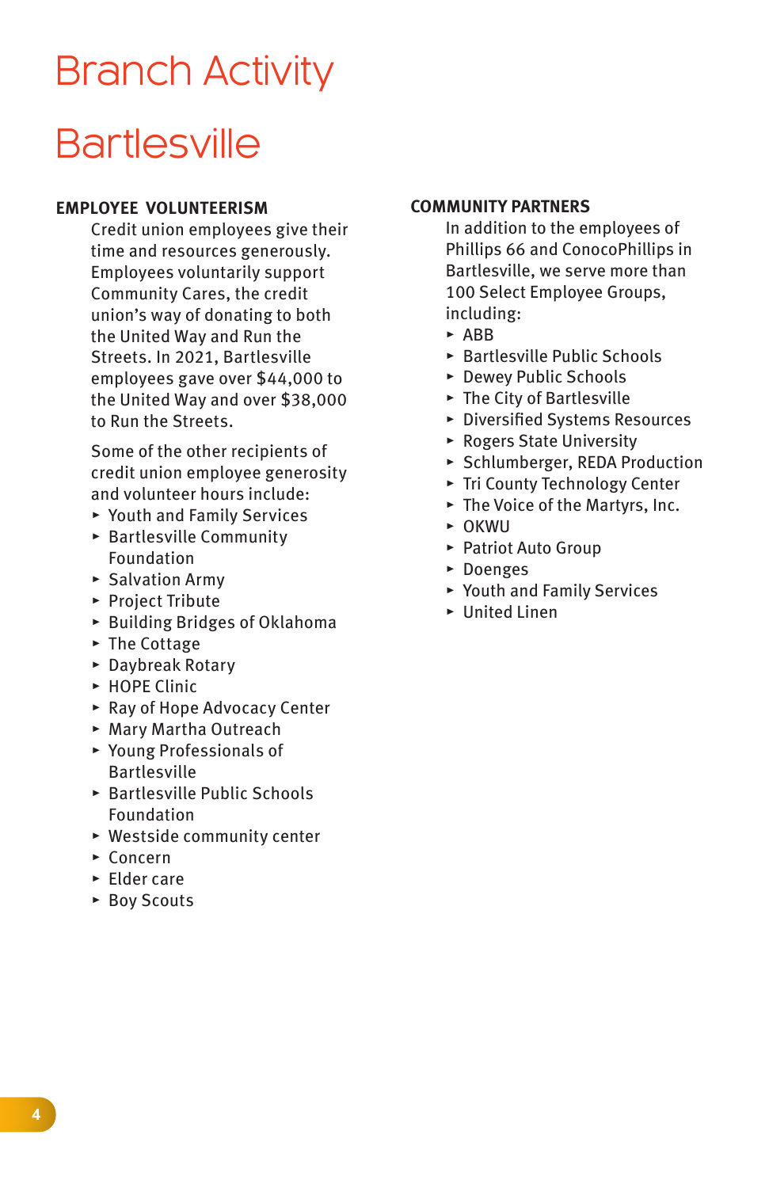# Branch Activity

## Bartlesville

**EMPLOYEE VOLUNTEERISM**

Credit union employees give their time and resources generously. Employees voluntarily support Community Cares, the credit union's way of donating to both the United Way and Run the Streets. In 2021, Bartlesville employees gave over $44,000 to the United Way and over $38,000 to Run the Streets.

Some of the other recipients of credit union employee generosity and volunteer hours include:

- Youth and Family Services
- Bartlesville Community Foundation
- Salvation Army
- Project Tribute
- Building Bridges of Oklahoma
- The Cottage
- Daybreak Rotary
- HOPE Clinic
- Ray of Hope Advocacy Center
- Mary Martha Outreach
- Young Professionals of Bartlesville
- Bartlesville Public Schools Foundation
- Westside community center
- Concern
- Elder care
- Boy Scouts

**COMMUNITY PARTNERS**

In addition to the employees of Phillips 66 and ConocoPhillips in Bartlesville, we serve more than 100 Select Employee Groups, including:

- ABB
- Bartlesville Public Schools
- Dewey Public Schools
- The City of Bartlesville
- Diversified Systems Resources
- Rogers State University
- Schlumberger, REDA Production
- Tri County Technology Center
- The Voice of the Martyrs, Inc.
- OKWU
- Patriot Auto Group
- Doenges
- Youth and Family Services
- United Linen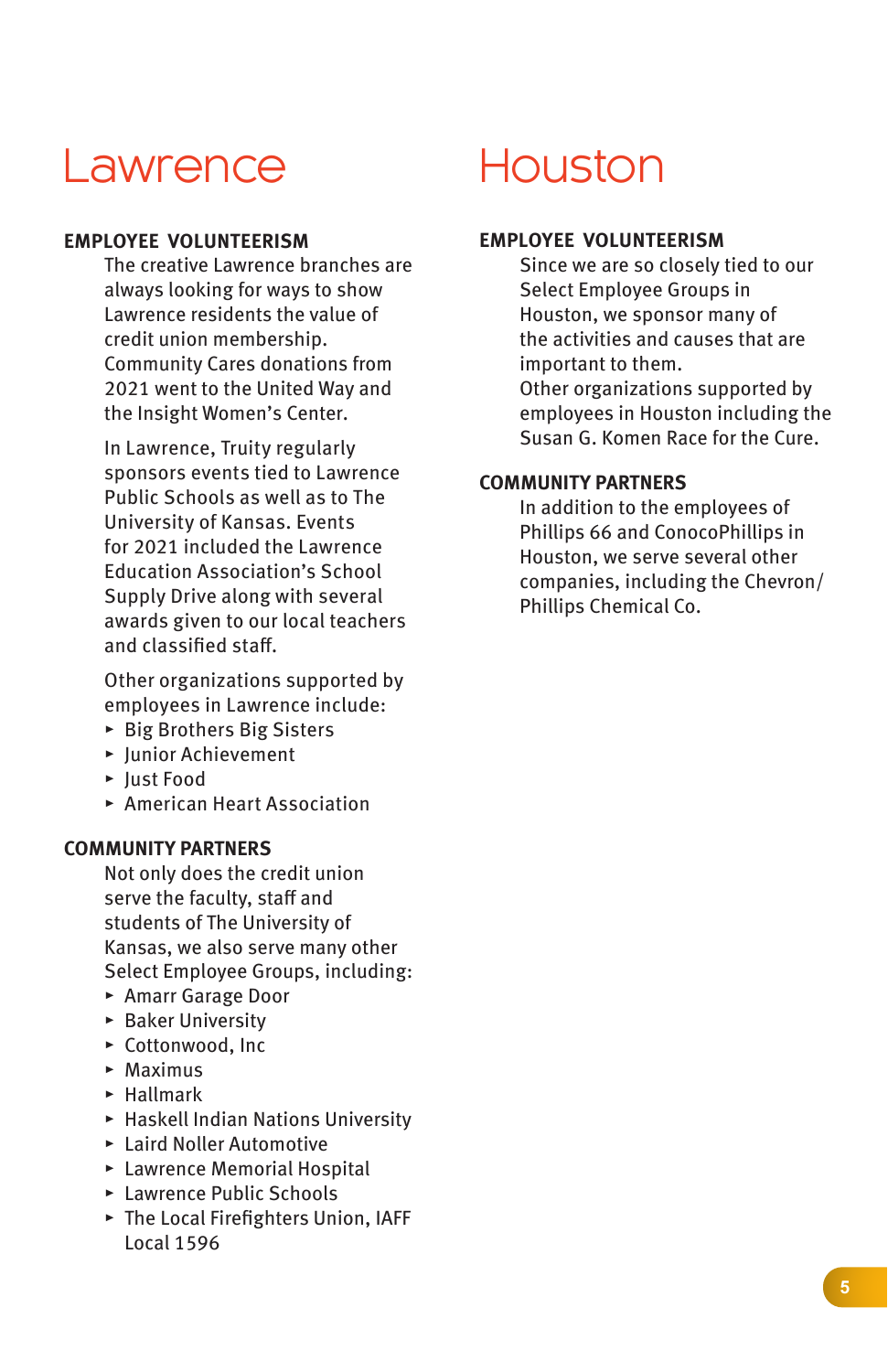# Lawrence

### EMPLOYEE VOLUNTEERISM

The creative Lawrence branches are always looking for ways to show Lawrence residents the value of credit union membership. Community Cares donations from 2021 went to the United Way and the Insight Women's Center.

In Lawrence, Truity regularly sponsors events tied to Lawrence Public Schools as well as to The University of Kansas. Events for 2021 included the Lawrence Education Association's School Supply Drive along with several awards given to our local teachers and classified staff.

Other organizations supported by employees in Lawrence include:

- Big Brothers Big Sisters
- Junior Achievement
- Just Food
- American Heart Association

### COMMUNITY PARTNERS

Not only does the credit union serve the faculty, staff and students of The University of Kansas, we also serve many other Select Employee Groups, including:

- Amarr Garage Door
- Baker University
- Cottonwood, Inc
- Maximus
- Hallmark
- Haskell Indian Nations University
- Laird Noller Automotive
- Lawrence Memorial Hospital
- Lawrence Public Schools
- The Local Firefighters Union, IAFF Local 1596

# Houston

### EMPLOYEE VOLUNTEERISM

Since we are so closely tied to our Select Employee Groups in Houston, we sponsor many of the activities and causes that are important to them.
Other organizations supported by employees in Houston including the Susan G. Komen Race for the Cure.

### COMMUNITY PARTNERS

In addition to the employees of Phillips 66 and ConocoPhillips in Houston, we serve several other companies, including the Chevron/Phillips Chemical Co.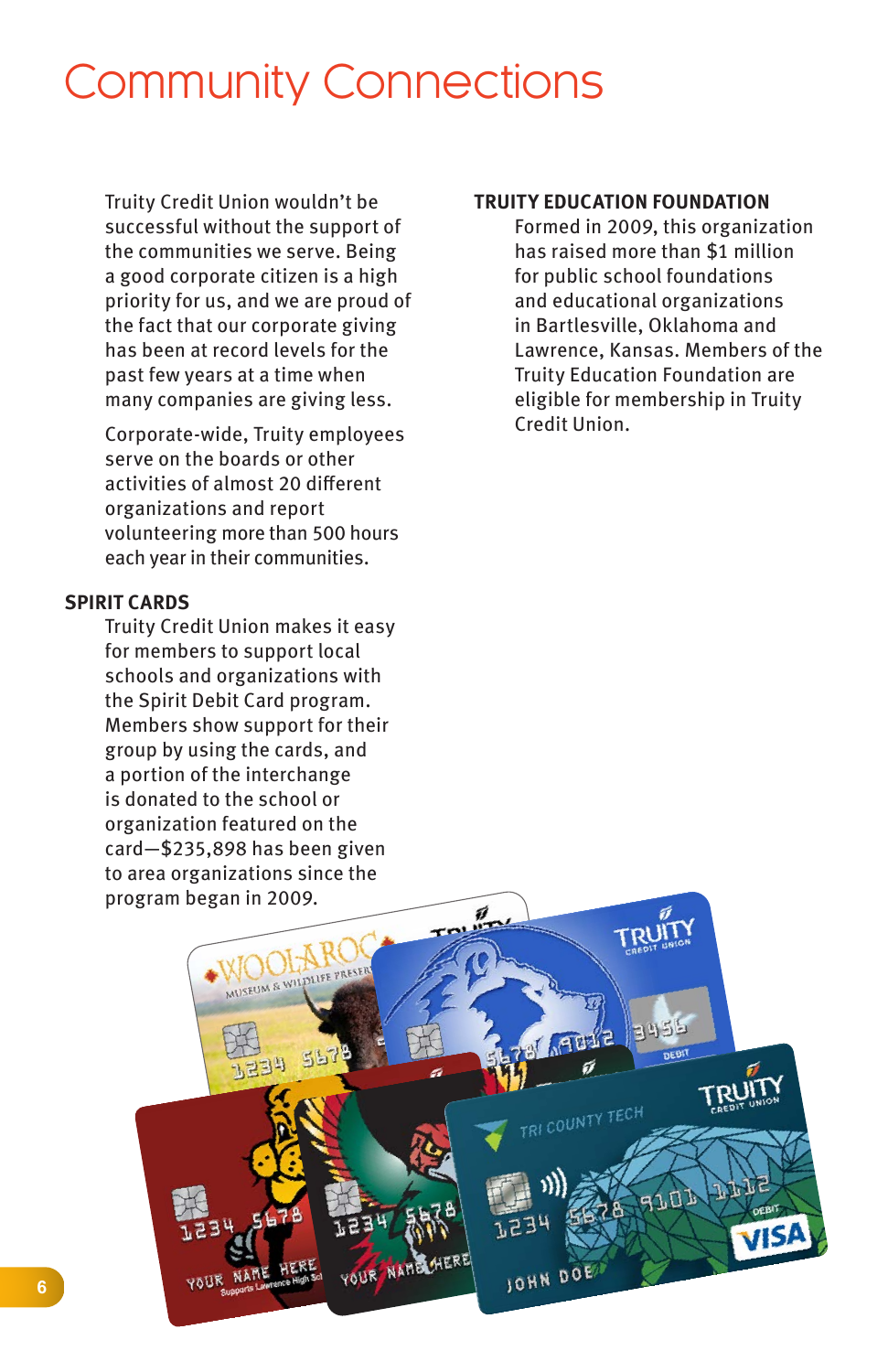# Community Connections

Truity Credit Union wouldn't be successful without the support of the communities we serve. Being a good corporate citizen is a high priority for us, and we are proud of the fact that our corporate giving has been at record levels for the past few years at a time when many companies are giving less.

Corporate-wide, Truity employees serve on the boards or other activities of almost 20 different organizations and report volunteering more than 500 hours each year in their communities.

**SPIRIT CARDS**

Truity Credit Union makes it easy for members to support local schools and organizations with the Spirit Debit Card program. Members show support for their group by using the cards, and a portion of the interchange is donated to the school or organization featured on the card—$235,898 has been given to area organizations since the program began in 2009.

**TRUITY EDUCATION FOUNDATION**

Formed in 2009, this organization has raised more than $1 million for public school foundations and educational organizations in Bartlesville, Oklahoma and Lawrence, Kansas. Members of the Truity Education Foundation are eligible for membership in Truity Credit Union.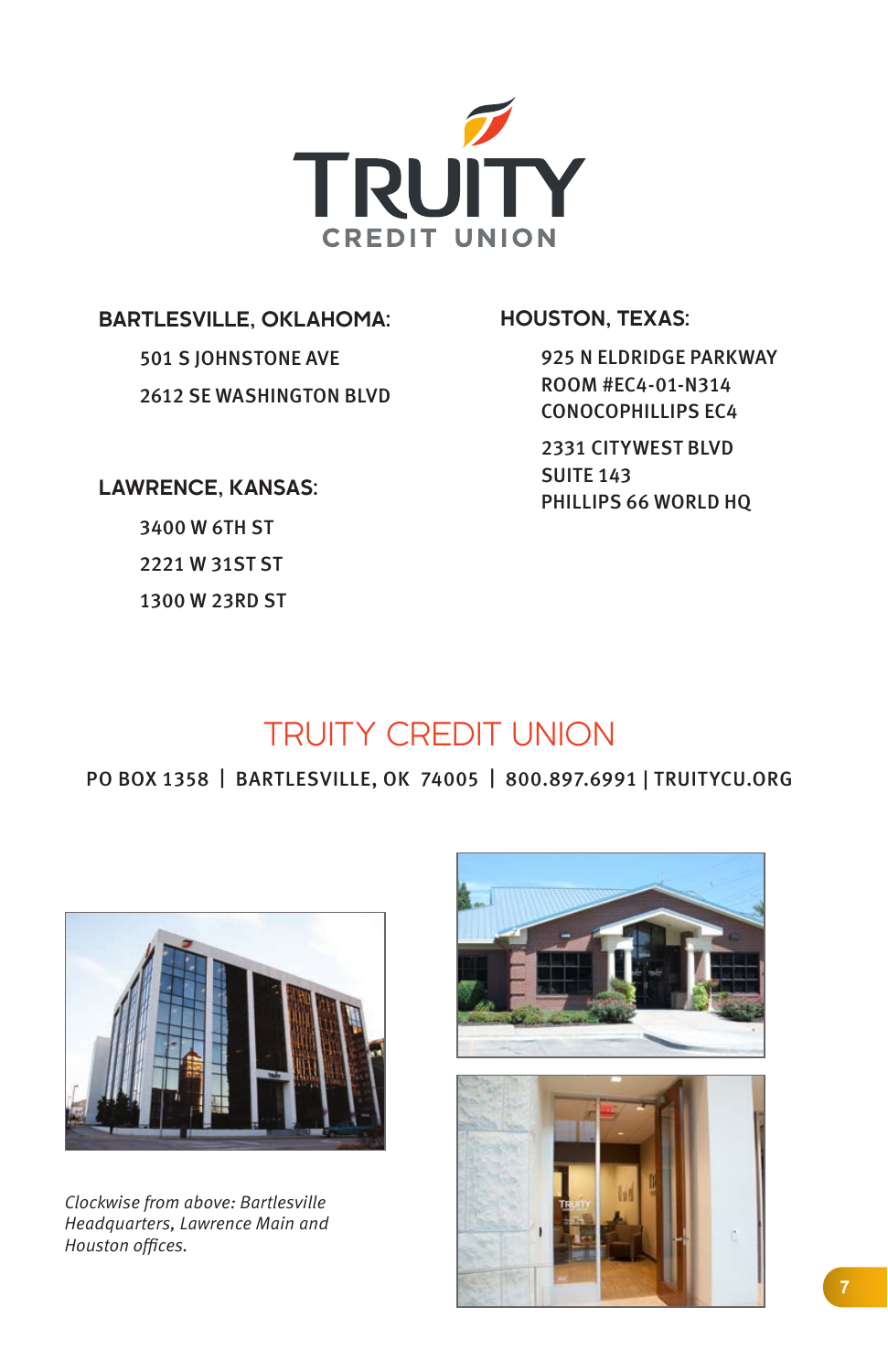# TRUITY CREDIT UNION

**BARTLESVILLE, OKLAHOMA:**

501 S JOHNSTONE AVE

2612 SE WASHINGTON BLVD

**LAWRENCE, KANSAS:**

3400 W 6TH ST

2221 W 31ST ST

1300 W 23RD ST

**HOUSTON, TEXAS:**

925 N ELDRIDGE PARKWAY
ROOM #EC4-01-N314
CONOCOPHILLIPS EC4

2331 CITYWEST BLVD
SUITE 143
PHILLIPS 66 WORLD HQ

## TRUITY CREDIT UNION

PO BOX 1358 | BARTLESVILLE, OK 74005 | 800.897.6991 | TRUITYCU.ORG

*Clockwise from above: Bartlesville Headquarters, Lawrence Main and Houston offices.*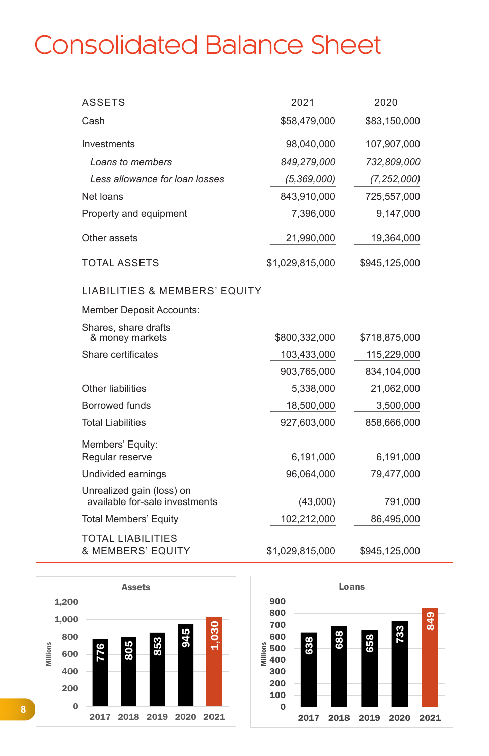# Consolidated Balance Sheet

| ASSETS | 2021 | 2020 |
|---|---|---|
| Cash | $58,479,000 | $83,150,000 |
| Investments | 98,040,000 | 107,907,000 |
| *Loans to members* | *849,279,000* | *732,809,000* |
| *Less allowance for loan losses* | *(5,369,000)* | *(7,252,000)* |
| Net loans | 843,910,000 | 725,557,000 |
| Property and equipment | 7,396,000 | 9,147,000 |
| Other assets | 21,990,000 | 19,364,000 |
| TOTAL ASSETS | $1,029,815,000 | $945,125,000 |

| LIABILITIES & MEMBERS' EQUITY | 2021 | 2020 |
|---|---|---|
| Member Deposit Accounts: | | |
| Shares, share drafts & money markets | $800,332,000 | $718,875,000 |
| Share certificates | 103,433,000 | 115,229,000 |
| | 903,765,000 | 834,104,000 |
| Other liabilities | 5,338,000 | 21,062,000 |
| Borrowed funds | 18,500,000 | 3,500,000 |
| Total Liabilities | 927,603,000 | 858,666,000 |
| Members' Equity: | | |
| Regular reserve | 6,191,000 | 6,191,000 |
| Undivided earnings | 96,064,000 | 79,477,000 |
| Unrealized gain (loss) on available for-sale investments | (43,000) | 791,000 |
| Total Members' Equity | 102,212,000 | 86,495,000 |
| TOTAL LIABILITIES & MEMBERS' EQUITY | $1,029,815,000 | $945,125,000 |

**Assets** (Millions)

| Year | Assets |
|---|---|
| 2017 | 776 |
| 2018 | 805 |
| 2019 | 853 |
| 2020 | 945 |
| 2021 | 1,030 |

**Loans** (Millions)

| Year | Loans |
|---|---|
| 2017 | 638 |
| 2018 | 688 |
| 2019 | 658 |
| 2020 | 733 |
| 2021 | 849 |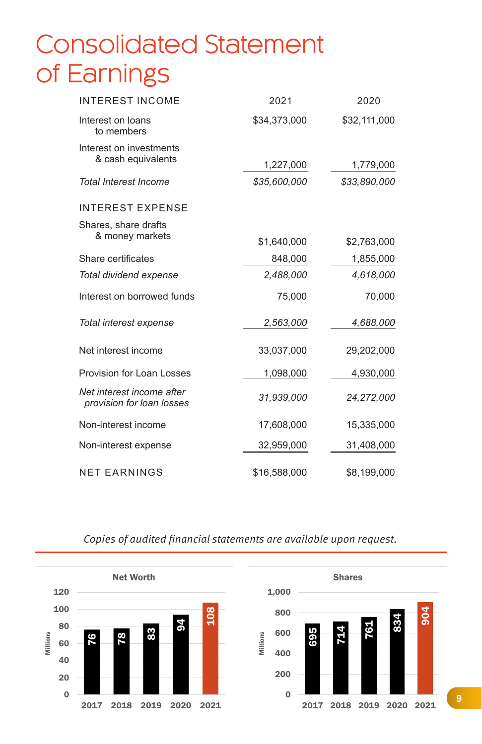# Consolidated Statement of Earnings

| INTEREST INCOME | 2021 | 2020 |
|---|---|---|
| Interest on loans to members | $34,373,000 | $32,111,000 |
| Interest on investments & cash equivalents | 1,227,000 | 1,779,000 |
| *Total Interest Income* | *$35,600,000* | *$33,890,000* |
| **INTEREST EXPENSE** | | |
| Shares, share drafts & money markets | $1,640,000 | $2,763,000 |
| Share certificates | 848,000 | 1,855,000 |
| *Total dividend expense* | *2,488,000* | *4,618,000* |
| Interest on borrowed funds | 75,000 | 70,000 |
| *Total interest expense* | *2,563,000* | *4,688,000* |
| Net interest income | 33,037,000 | 29,202,000 |
| Provision for Loan Losses | 1,098,000 | 4,930,000 |
| *Net interest income after provision for loan losses* | *31,939,000* | *24,272,000* |
| Non-interest income | 17,608,000 | 15,335,000 |
| Non-interest expense | 32,959,000 | 31,408,000 |
| NET EARNINGS | $16,588,000 | $8,199,000 |

*Copies of audited financial statements are available upon request.*

**Net Worth** (Millions)

| 2017 | 2018 | 2019 | 2020 | 2021 |
|---|---|---|---|---|
| 76 | 78 | 83 | 94 | 108 |

**Shares** (Millions)

| 2017 | 2018 | 2019 | 2020 | 2021 |
|---|---|---|---|---|
| 695 | 714 | 761 | 834 | 904 |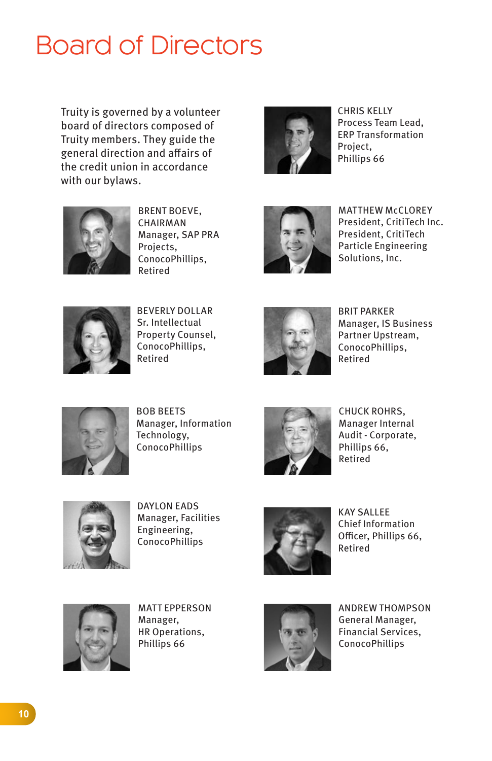# Board of Directors

Truity is governed by a volunteer board of directors composed of Truity members. They guide the general direction and affairs of the credit union in accordance with our bylaws.

BRENT BOEVE, CHAIRMAN
Manager, SAP PRA Projects, ConocoPhillips, Retired

BEVERLY DOLLAR
Sr. Intellectual Property Counsel, ConocoPhillips, Retired

BOB BEETS
Manager, Information Technology, ConocoPhillips

DAYLON EADS
Manager, Facilities Engineering, ConocoPhillips

MATT EPPERSON
Manager, HR Operations, Phillips 66

CHRIS KELLY
Process Team Lead, ERP Transformation Project, Phillips 66

MATTHEW McCLOREY
President, CritiTech Inc. President, CritiTech Particle Engineering Solutions, Inc.

BRIT PARKER
Manager, IS Business Partner Upstream, ConocoPhillips, Retired

CHUCK ROHRS,
Manager Internal Audit - Corporate, Phillips 66, Retired

KAY SALLEE
Chief Information Officer, Phillips 66, Retired

ANDREW THOMPSON
General Manager, Financial Services, ConocoPhillips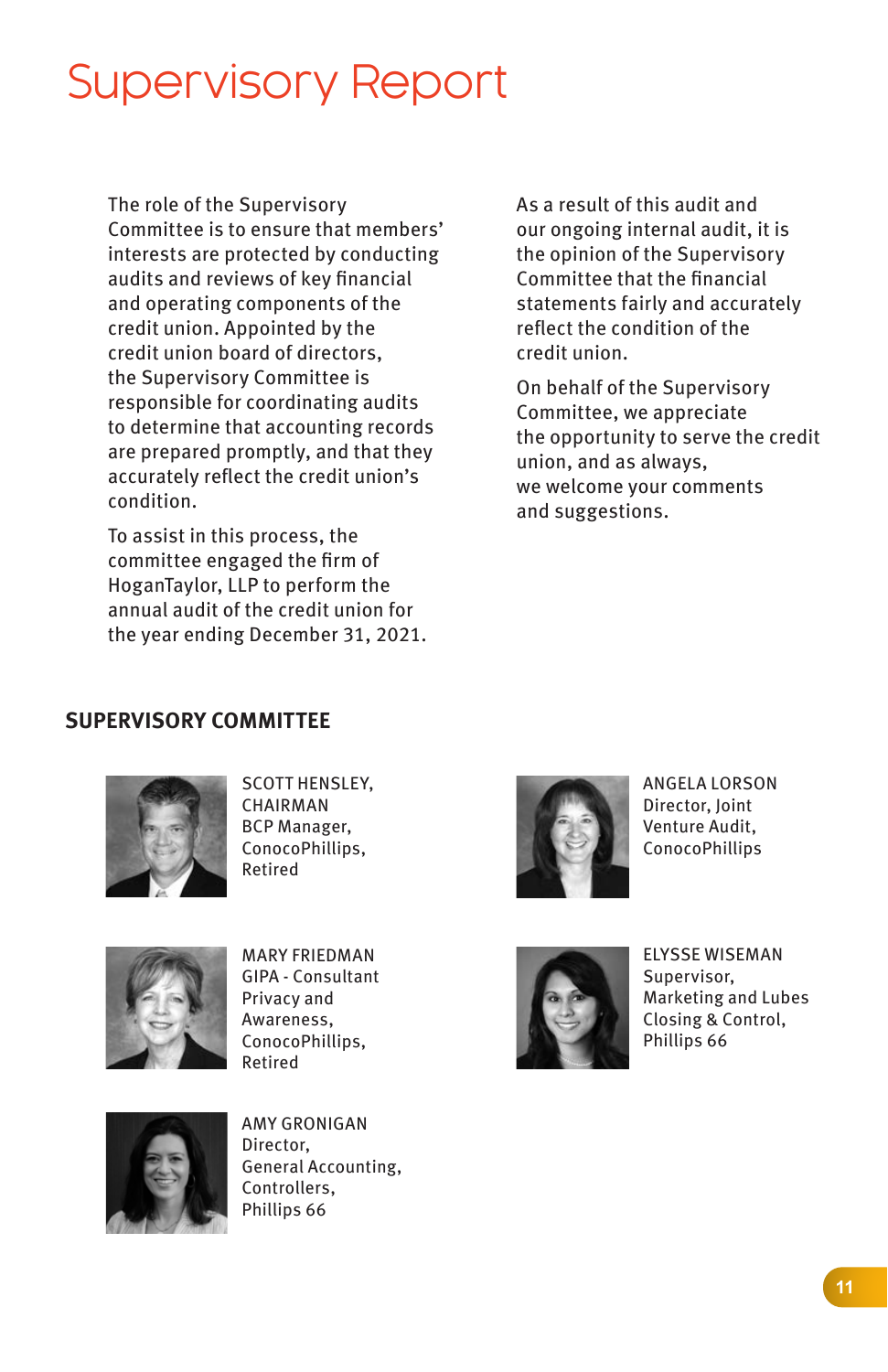# Supervisory Report

The role of the Supervisory Committee is to ensure that members' interests are protected by conducting audits and reviews of key financial and operating components of the credit union. Appointed by the credit union board of directors, the Supervisory Committee is responsible for coordinating audits to determine that accounting records are prepared promptly, and that they accurately reflect the credit union's condition.

To assist in this process, the committee engaged the firm of HoganTaylor, LLP to perform the annual audit of the credit union for the year ending December 31, 2021.

As a result of this audit and our ongoing internal audit, it is the opinion of the Supervisory Committee that the financial statements fairly and accurately reflect the condition of the credit union.

On behalf of the Supervisory Committee, we appreciate the opportunity to serve the credit union, and as always, we welcome your comments and suggestions.

## SUPERVISORY COMMITTEE

SCOTT HENSLEY, CHAIRMAN
BCP Manager, ConocoPhillips, Retired

ANGELA LORSON
Director, Joint Venture Audit, ConocoPhillips

MARY FRIEDMAN
GIPA - Consultant Privacy and Awareness, ConocoPhillips, Retired

ELYSSE WISEMAN
Supervisor, Marketing and Lubes Closing & Control, Phillips 66

AMY GRONIGAN
Director, General Accounting, Controllers, Phillips 66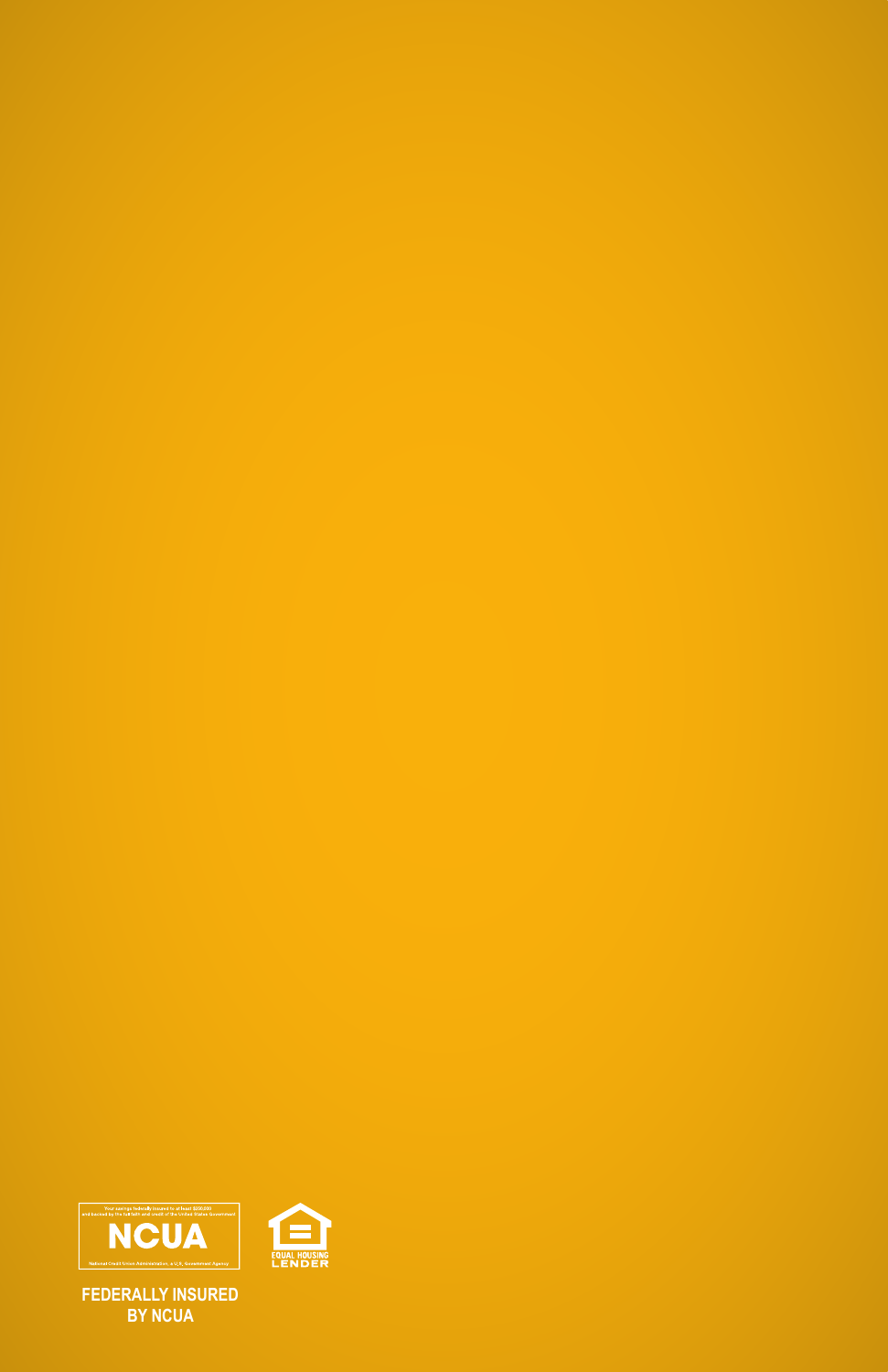Your savings federally insured to at least $250,000 and backed by the full faith and credit of the United States Government

NCUA

National Credit Union Administration, a U.S. Government Agency

EQUAL HOUSING LENDER

**FEDERALLY INSURED BY NCUA**